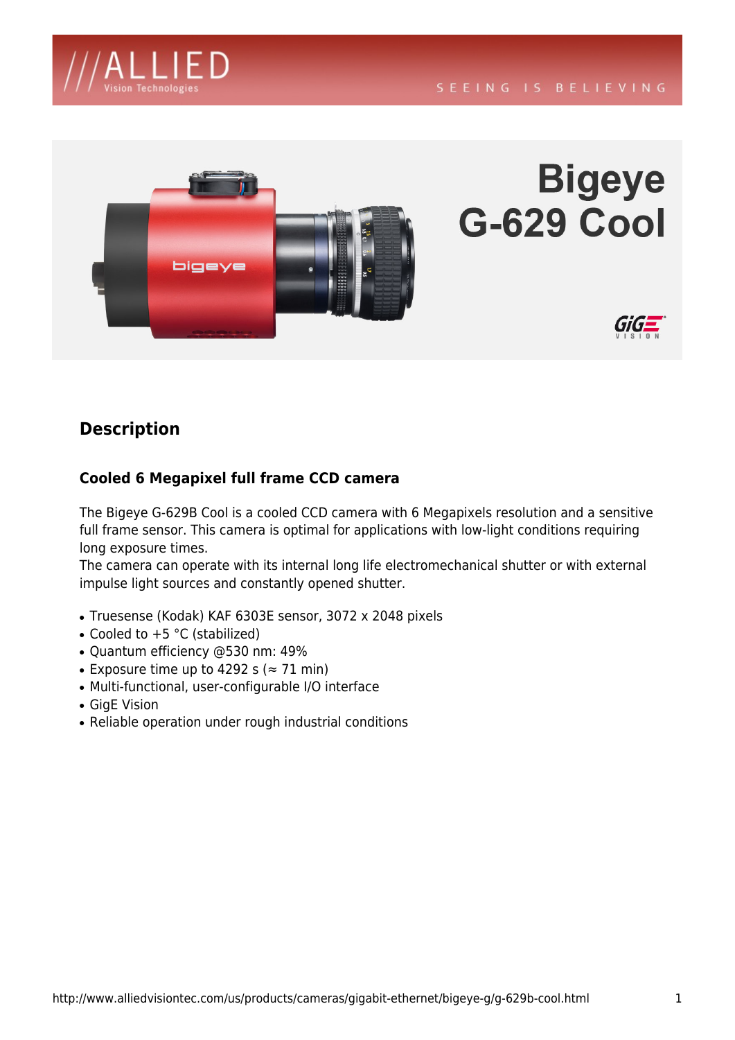# Bigeye G-629 Cool

## Description

### Cooled 6 Megapixel full frame CCD camera

The Bigeye G-629B Cool is a cooled CCD camera with 6 Megapixels resolution and a sensitive full frame sensor. This camera is optimal for applications with low-light conditions requiring long exposure times.
The camera can operate with its internal long life electromechanical shutter or with external impulse light sources and constantly opened shutter.

- Truesense (Kodak) KAF 6303E sensor, 3072 x 2048 pixels
- Cooled to +5 °C (stabilized)
- Quantum efficiency @530 nm: 49%
- Exposure time up to 4292 s (≈ 71 min)
- Multi-functional, user-configurable I/O interface
- GigE Vision
- Reliable operation under rough industrial conditions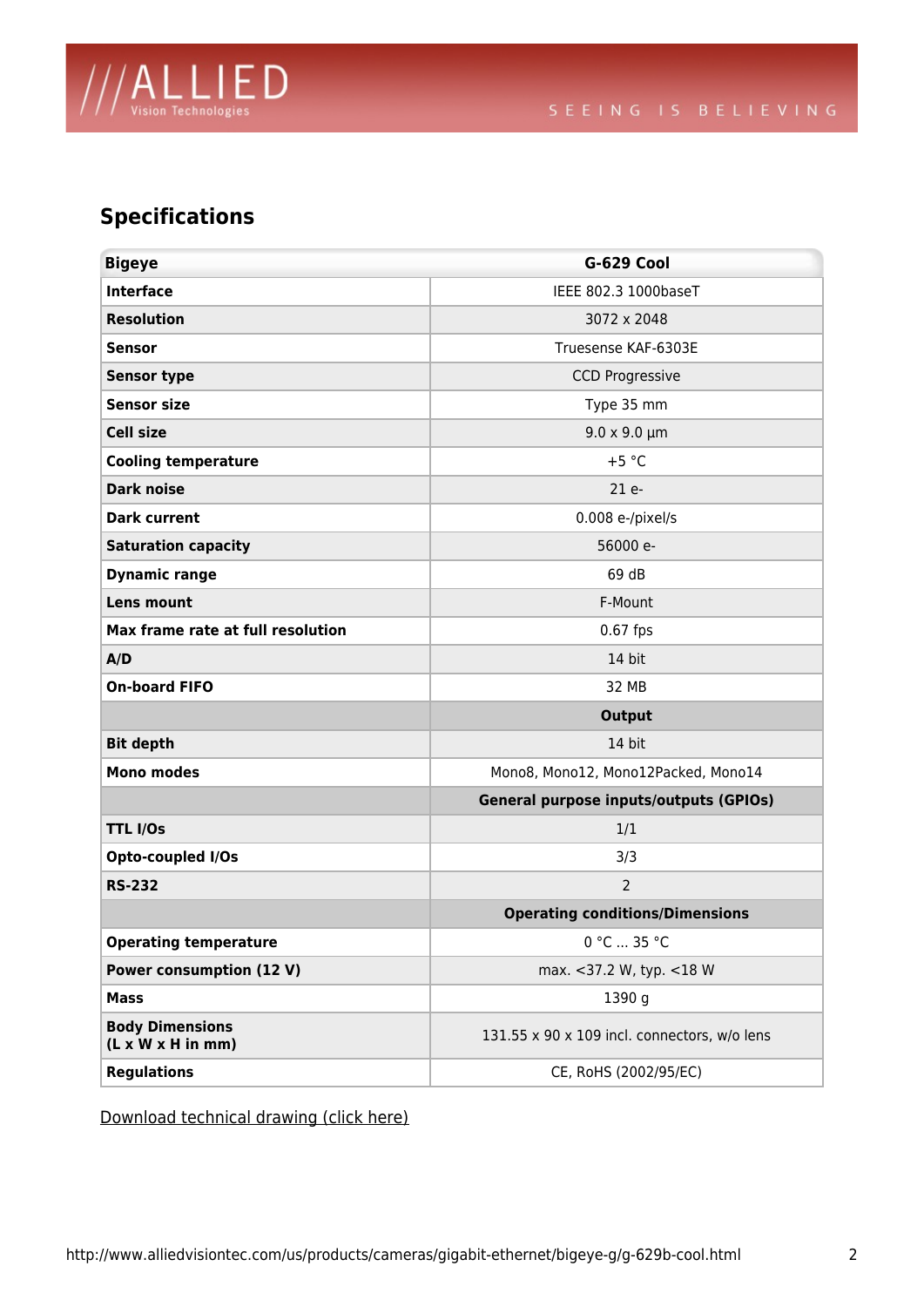## Specifications

| Bigeye | G-629 Cool |
|---|---|
| **Interface** | IEEE 802.3 1000baseT |
| **Resolution** | 3072 x 2048 |
| **Sensor** | Truesense KAF-6303E |
| **Sensor type** | CCD Progressive |
| **Sensor size** | Type 35 mm |
| **Cell size** | 9.0 x 9.0 µm |
| **Cooling temperature** | +5 °C |
| **Dark noise** | 21 e- |
| **Dark current** | 0.008 e-/pixel/s |
| **Saturation capacity** | 56000 e- |
| **Dynamic range** | 69 dB |
| **Lens mount** | F-Mount |
| **Max frame rate at full resolution** | 0.67 fps |
| **A/D** | 14 bit |
| **On-board FIFO** | 32 MB |
| | **Output** |
| **Bit depth** | 14 bit |
| **Mono modes** | Mono8, Mono12, Mono12Packed, Mono14 |
| | **General purpose inputs/outputs (GPIOs)** |
| **TTL I/Os** | 1/1 |
| **Opto-coupled I/Os** | 3/3 |
| **RS-232** | 2 |
| | **Operating conditions/Dimensions** |
| **Operating temperature** | 0 °C ... 35 °C |
| **Power consumption (12 V)** | max. <37.2 W, typ. <18 W |
| **Mass** | 1390 g |
| **Body Dimensions (L x W x H in mm)** | 131.55 x 90 x 109 incl. connectors, w/o lens |
| **Regulations** | CE, RoHS (2002/95/EC) |

Download technical drawing (click here)

http://www.alliedvisiontec.com/us/products/cameras/gigabit-ethernet/bigeye-g/g-629b-cool.html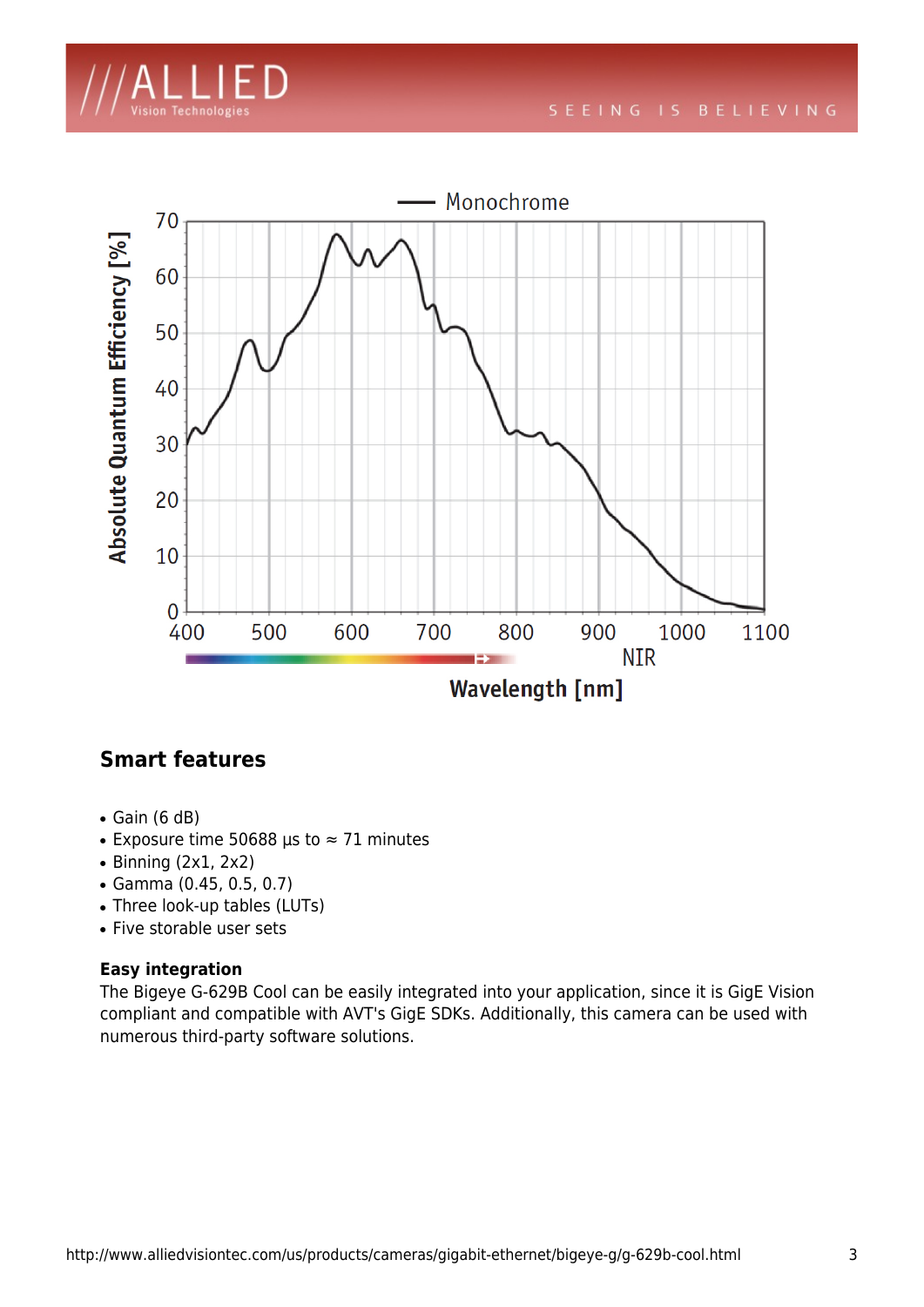## Smart features

- Gain (6 dB)
- Exposure time 50688 µs to ≈ 71 minutes
- Binning (2x1, 2x2)
- Gamma (0.45, 0.5, 0.7)
- Three look-up tables (LUTs)
- Five storable user sets

**Easy integration**

The Bigeye G-629B Cool can be easily integrated into your application, since it is GigE Vision compliant and compatible with AVT's GigE SDKs. Additionally, this camera can be used with numerous third-party software solutions.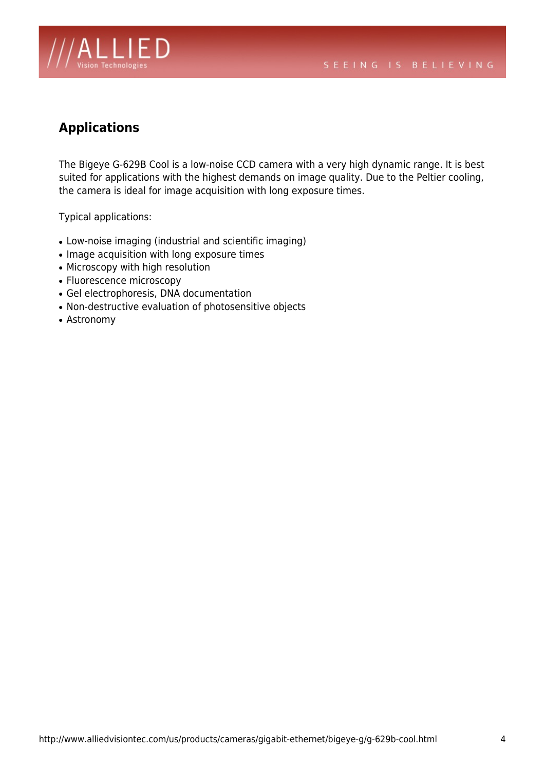## Applications

The Bigeye G-629B Cool is a low-noise CCD camera with a very high dynamic range. It is best suited for applications with the highest demands on image quality. Due to the Peltier cooling, the camera is ideal for image acquisition with long exposure times.

Typical applications:

- Low-noise imaging (industrial and scientific imaging)
- Image acquisition with long exposure times
- Microscopy with high resolution
- Fluorescence microscopy
- Gel electrophoresis, DNA documentation
- Non-destructive evaluation of photosensitive objects
- Astronomy